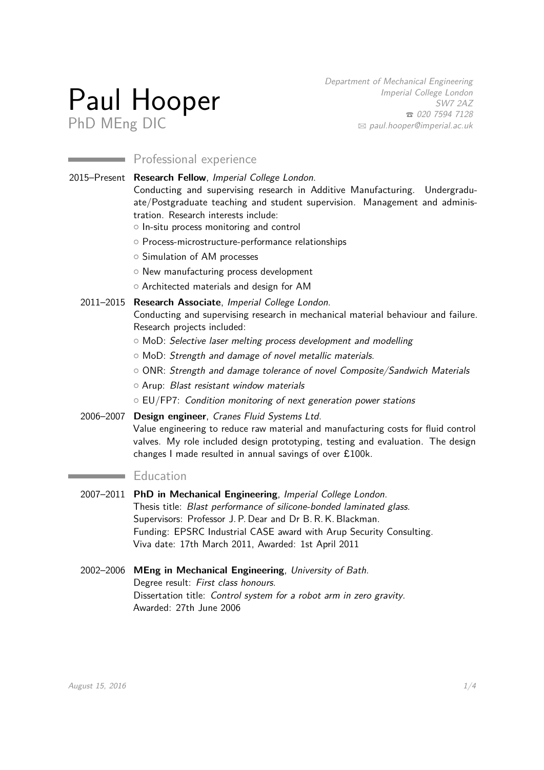# Paul Hooper

PhD MEng DIC

*Department of Mechanical Engineering*
*Imperial College London*
*SW7 2AZ*
☎ *020 7594 7128*
✉ *paul.hooper@imperial.ac.uk*

## Professional experience

**2015–Present** **Research Fellow**, *Imperial College London*.
Conducting and supervising research in Additive Manufacturing. Undergraduate/Postgraduate teaching and student supervision. Management and administration. Research interests include:

- In-situ process monitoring and control
- Process-microstructure-performance relationships
- Simulation of AM processes
- New manufacturing process development
- Architected materials and design for AM

**2011–2015** **Research Associate**, *Imperial College London*.
Conducting and supervising research in mechanical material behaviour and failure. Research projects included:

- MoD: *Selective laser melting process development and modelling*
- MoD: *Strength and damage of novel metallic materials.*
- ONR: *Strength and damage tolerance of novel Composite/Sandwich Materials*
- Arup: *Blast resistant window materials*
- EU/FP7: *Condition monitoring of next generation power stations*

**2006–2007** **Design engineer**, *Cranes Fluid Systems Ltd*.
Value engineering to reduce raw material and manufacturing costs for fluid control valves. My role included design prototyping, testing and evaluation. The design changes I made resulted in annual savings of over £100k.

## Education

**2007–2011** **PhD in Mechanical Engineering**, *Imperial College London*.
Thesis title: *Blast performance of silicone-bonded laminated glass.*
Supervisors: Professor J. P. Dear and Dr B. R. K. Blackman.
Funding: EPSRC Industrial CASE award with Arup Security Consulting.
Viva date: 17th March 2011, Awarded: 1st April 2011

**2002–2006** **MEng in Mechanical Engineering**, *University of Bath*.
Degree result: *First class honours.*
Dissertation title: *Control system for a robot arm in zero gravity.*
Awarded: 27th June 2006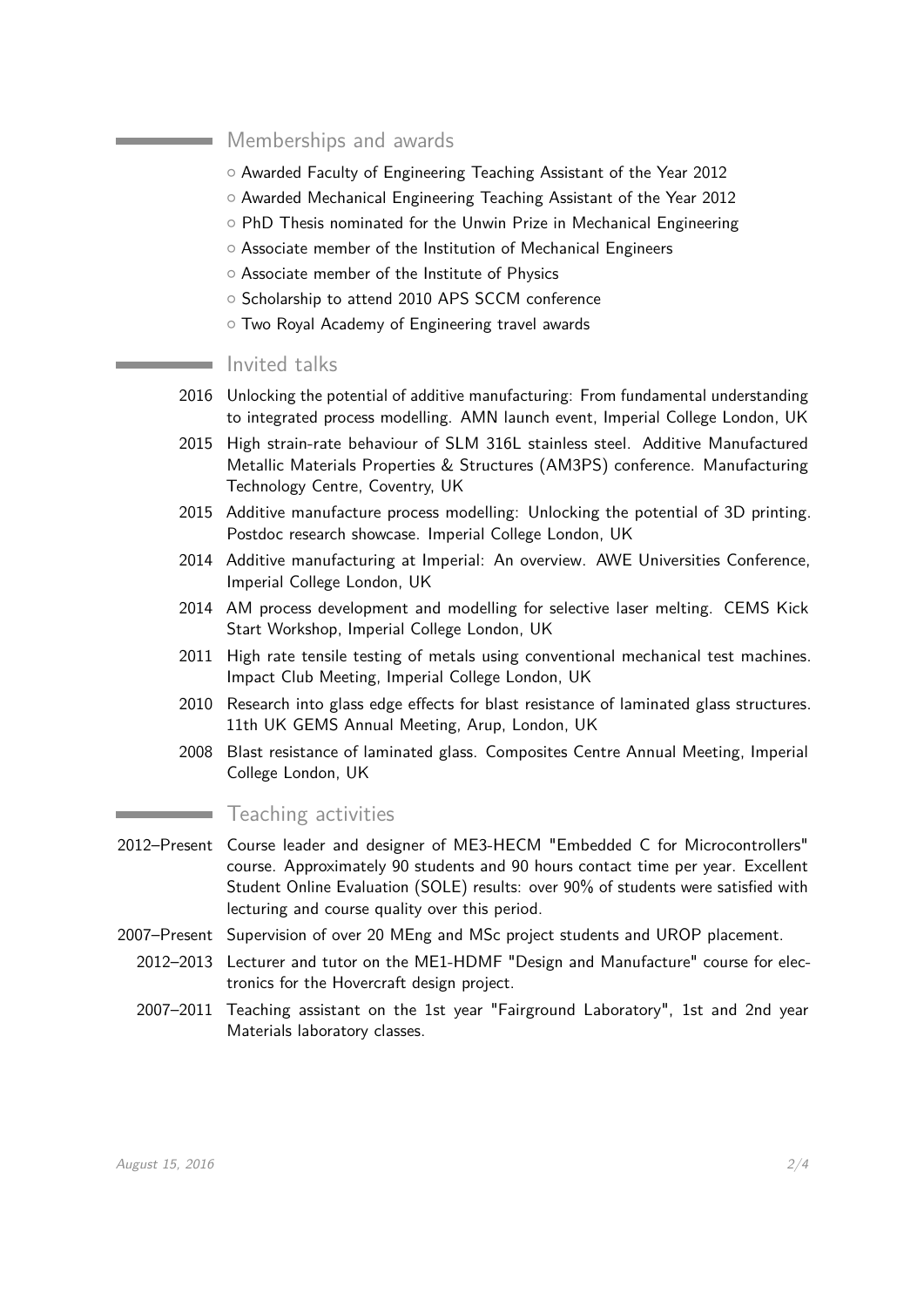## Memberships and awards

- Awarded Faculty of Engineering Teaching Assistant of the Year 2012
- Awarded Mechanical Engineering Teaching Assistant of the Year 2012
- PhD Thesis nominated for the Unwin Prize in Mechanical Engineering
- Associate member of the Institution of Mechanical Engineers
- Associate member of the Institute of Physics
- Scholarship to attend 2010 APS SCCM conference
- Two Royal Academy of Engineering travel awards

## Invited talks

2016 Unlocking the potential of additive manufacturing: From fundamental understanding to integrated process modelling. AMN launch event, Imperial College London, UK

2015 High strain-rate behaviour of SLM 316L stainless steel. Additive Manufactured Metallic Materials Properties & Structures (AM3PS) conference. Manufacturing Technology Centre, Coventry, UK

2015 Additive manufacture process modelling: Unlocking the potential of 3D printing. Postdoc research showcase. Imperial College London, UK

2014 Additive manufacturing at Imperial: An overview. AWE Universities Conference, Imperial College London, UK

2014 AM process development and modelling for selective laser melting. CEMS Kick Start Workshop, Imperial College London, UK

2011 High rate tensile testing of metals using conventional mechanical test machines. Impact Club Meeting, Imperial College London, UK

2010 Research into glass edge effects for blast resistance of laminated glass structures. 11th UK GEMS Annual Meeting, Arup, London, UK

2008 Blast resistance of laminated glass. Composites Centre Annual Meeting, Imperial College London, UK

## Teaching activities

2012–Present Course leader and designer of ME3-HECM "Embedded C for Microcontrollers" course. Approximately 90 students and 90 hours contact time per year. Excellent Student Online Evaluation (SOLE) results: over 90% of students were satisfied with lecturing and course quality over this period.

2007–Present Supervision of over 20 MEng and MSc project students and UROP placement.

2012–2013 Lecturer and tutor on the ME1-HDMF "Design and Manufacture" course for electronics for the Hovercraft design project.

2007–2011 Teaching assistant on the 1st year "Fairground Laboratory", 1st and 2nd year Materials laboratory classes.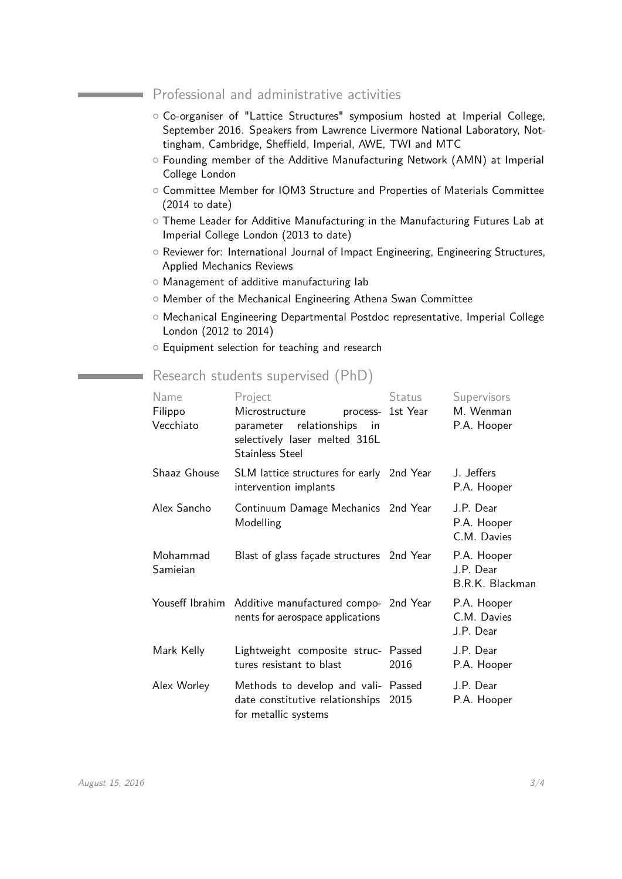## Professional and administrative activities

- Co-organiser of "Lattice Structures" symposium hosted at Imperial College, September 2016. Speakers from Lawrence Livermore National Laboratory, Nottingham, Cambridge, Sheffield, Imperial, AWE, TWI and MTC
- Founding member of the Additive Manufacturing Network (AMN) at Imperial College London
- Committee Member for IOM3 Structure and Properties of Materials Committee (2014 to date)
- Theme Leader for Additive Manufacturing in the Manufacturing Futures Lab at Imperial College London (2013 to date)
- Reviewer for: International Journal of Impact Engineering, Engineering Structures, Applied Mechanics Reviews
- Management of additive manufacturing lab
- Member of the Mechanical Engineering Athena Swan Committee
- Mechanical Engineering Departmental Postdoc representative, Imperial College London (2012 to 2014)
- Equipment selection for teaching and research

## Research students supervised (PhD)

| Name | Project | Status | Supervisors |
|---|---|---|---|
| Filippo Vecchiato | Microstructure process-parameter relationships in selectively laser melted 316L Stainless Steel | 1st Year | M. Wenman<br>P.A. Hooper |
| Shaaz Ghouse | SLM lattice structures for early intervention implants | 2nd Year | J. Jeffers<br>P.A. Hooper |
| Alex Sancho | Continuum Damage Mechanics Modelling | 2nd Year | J.P. Dear<br>P.A. Hooper<br>C.M. Davies |
| Mohammad Samieian | Blast of glass façade structures | 2nd Year | P.A. Hooper<br>J.P. Dear<br>B.R.K. Blackman |
| Youseff Ibrahim | Additive manufactured components for aerospace applications | 2nd Year | P.A. Hooper<br>C.M. Davies<br>J.P. Dear |
| Mark Kelly | Lightweight composite structures resistant to blast | Passed 2016 | J.P. Dear<br>P.A. Hooper |
| Alex Worley | Methods to develop and validate constitutive relationships for metallic systems | Passed 2015 | J.P. Dear<br>P.A. Hooper |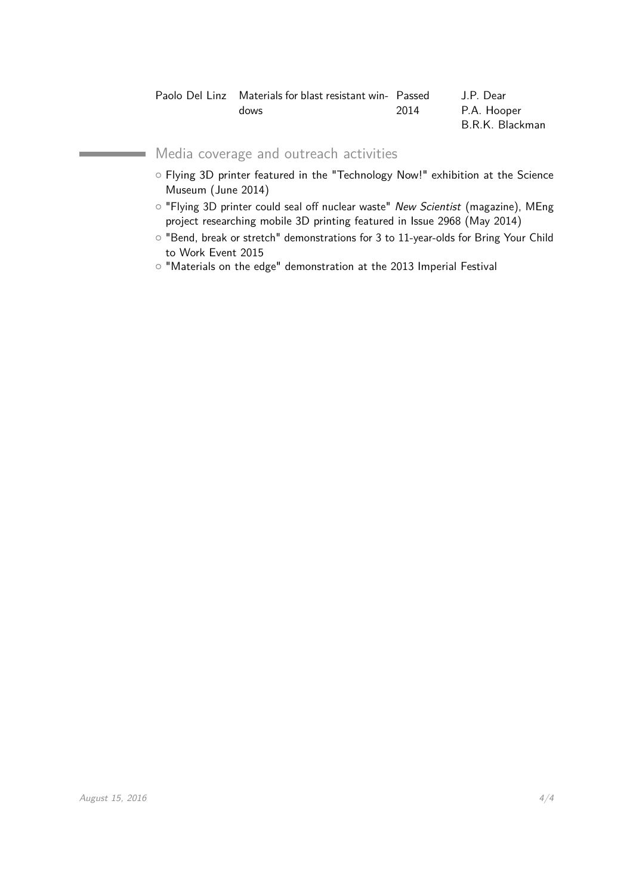| | | | |
|---|---|---|---|
| Paolo Del Linz | Materials for blast resistant windows | Passed 2014 | J.P. Dear<br>P.A. Hooper<br>B.R.K. Blackman |

## Media coverage and outreach activities

- Flying 3D printer featured in the "Technology Now!" exhibition at the Science Museum (June 2014)
- "Flying 3D printer could seal off nuclear waste" *New Scientist* (magazine), MEng project researching mobile 3D printing featured in Issue 2968 (May 2014)
- "Bend, break or stretch" demonstrations for 3 to 11-year-olds for Bring Your Child to Work Event 2015
- "Materials on the edge" demonstration at the 2013 Imperial Festival

*August 15, 2016*